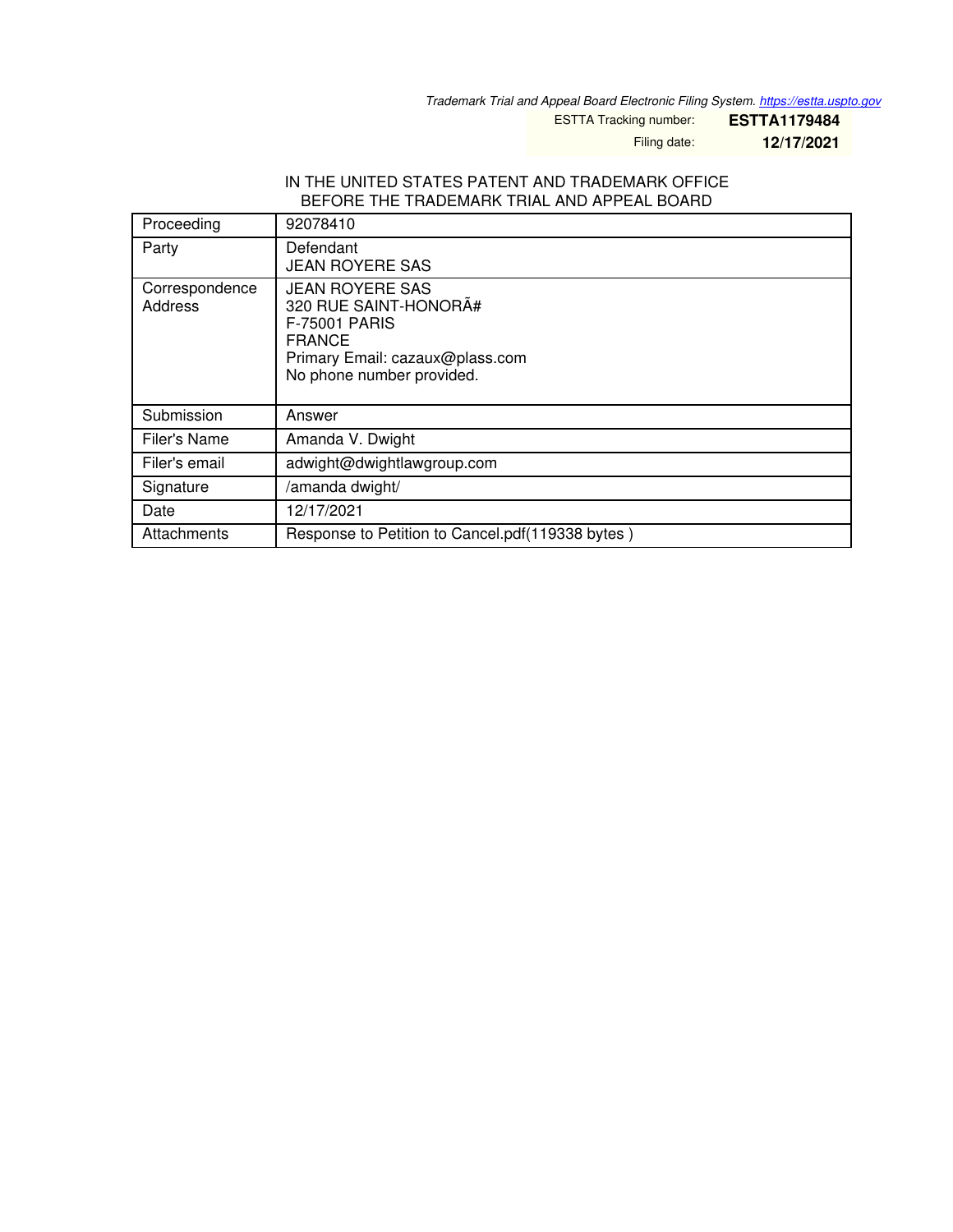*Trademark Trial and Appeal Board Electronic Filing System. https://estta.uspto.gov*

| ESTTA Tracking number: | **ESTTA1179484** |
| --- | --- |
| Filing date: | **12/17/2021** |

IN THE UNITED STATES PATENT AND TRADEMARK OFFICE
BEFORE THE TRADEMARK TRIAL AND APPEAL BOARD

| Proceeding | 92078410 |
| --- | --- |
| Party | Defendant<br>JEAN ROYERE SAS |
| Correspondence Address | JEAN ROYERE SAS<br>320 RUE SAINT-HONORÃ#<br>F-75001 PARIS<br>FRANCE<br>Primary Email: cazaux@plass.com<br>No phone number provided. |
| Submission | Answer |
| Filer's Name | Amanda V. Dwight |
| Filer's email | adwight@dwightlawgroup.com |
| Signature | /amanda dwight/ |
| Date | 12/17/2021 |
| Attachments | Response to Petition to Cancel.pdf(119338 bytes ) |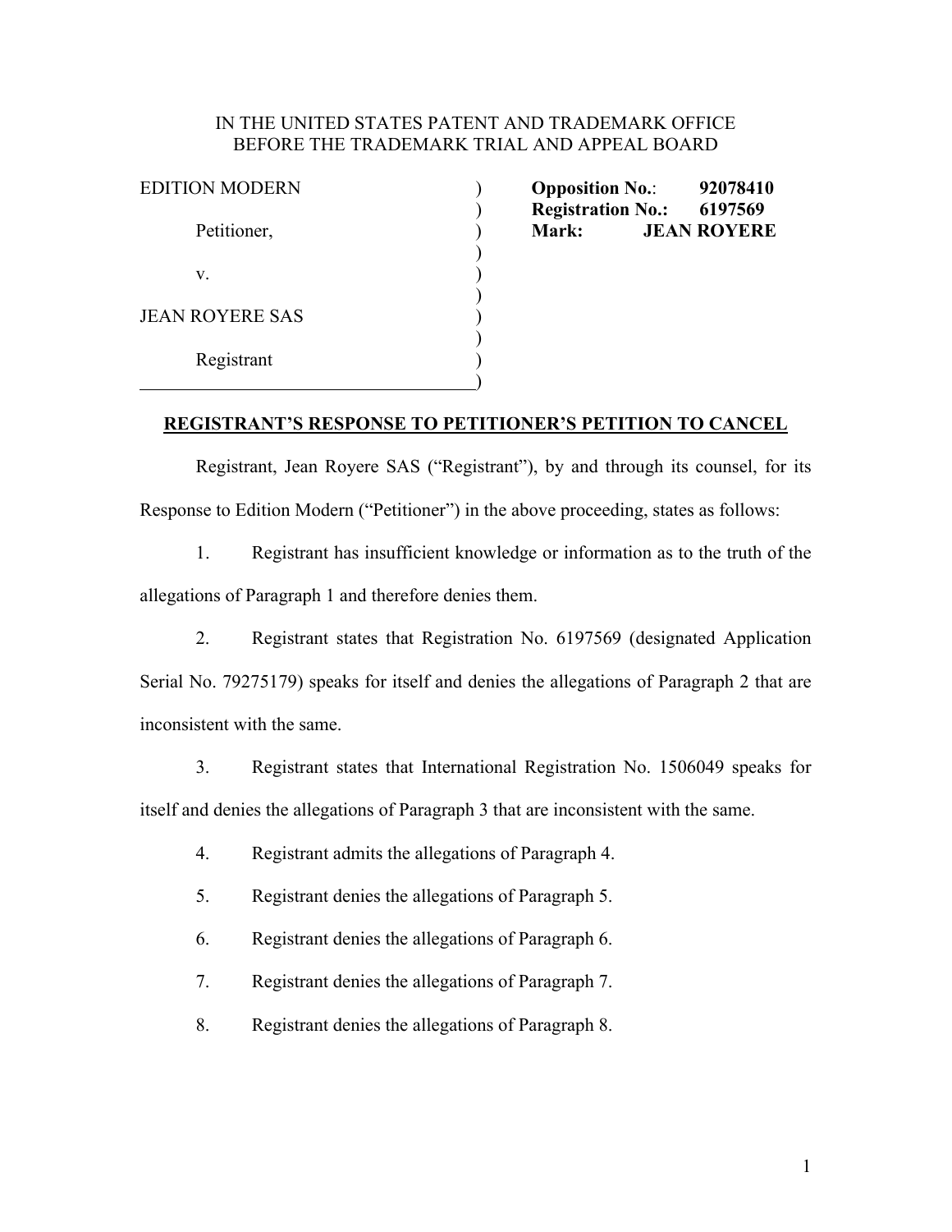IN THE UNITED STATES PATENT AND TRADEMARK OFFICE
BEFORE THE TRADEMARK TRIAL AND APPEAL BOARD

| | | |
|---|---|---|
| EDITION MODERN | ) | **Opposition No.**: 92078410 |
| | ) | **Registration No.:** 6197569 |
| Petitioner, | ) | **Mark:** **JEAN ROYERE** |
| | ) | |
| v. | ) | |
| | ) | |
| JEAN ROYERE SAS | ) | |
| | ) | |
| Registrant | ) | |
| | ) | |

**REGISTRANT'S RESPONSE TO PETITIONER'S PETITION TO CANCEL**

Registrant, Jean Royere SAS ("Registrant"), by and through its counsel, for its Response to Edition Modern ("Petitioner") in the above proceeding, states as follows:

1. Registrant has insufficient knowledge or information as to the truth of the allegations of Paragraph 1 and therefore denies them.

2. Registrant states that Registration No. 6197569 (designated Application Serial No. 79275179) speaks for itself and denies the allegations of Paragraph 2 that are inconsistent with the same.

3. Registrant states that International Registration No. 1506049 speaks for itself and denies the allegations of Paragraph 3 that are inconsistent with the same.

4. Registrant admits the allegations of Paragraph 4.

5. Registrant denies the allegations of Paragraph 5.

6. Registrant denies the allegations of Paragraph 6.

7. Registrant denies the allegations of Paragraph 7.

8. Registrant denies the allegations of Paragraph 8.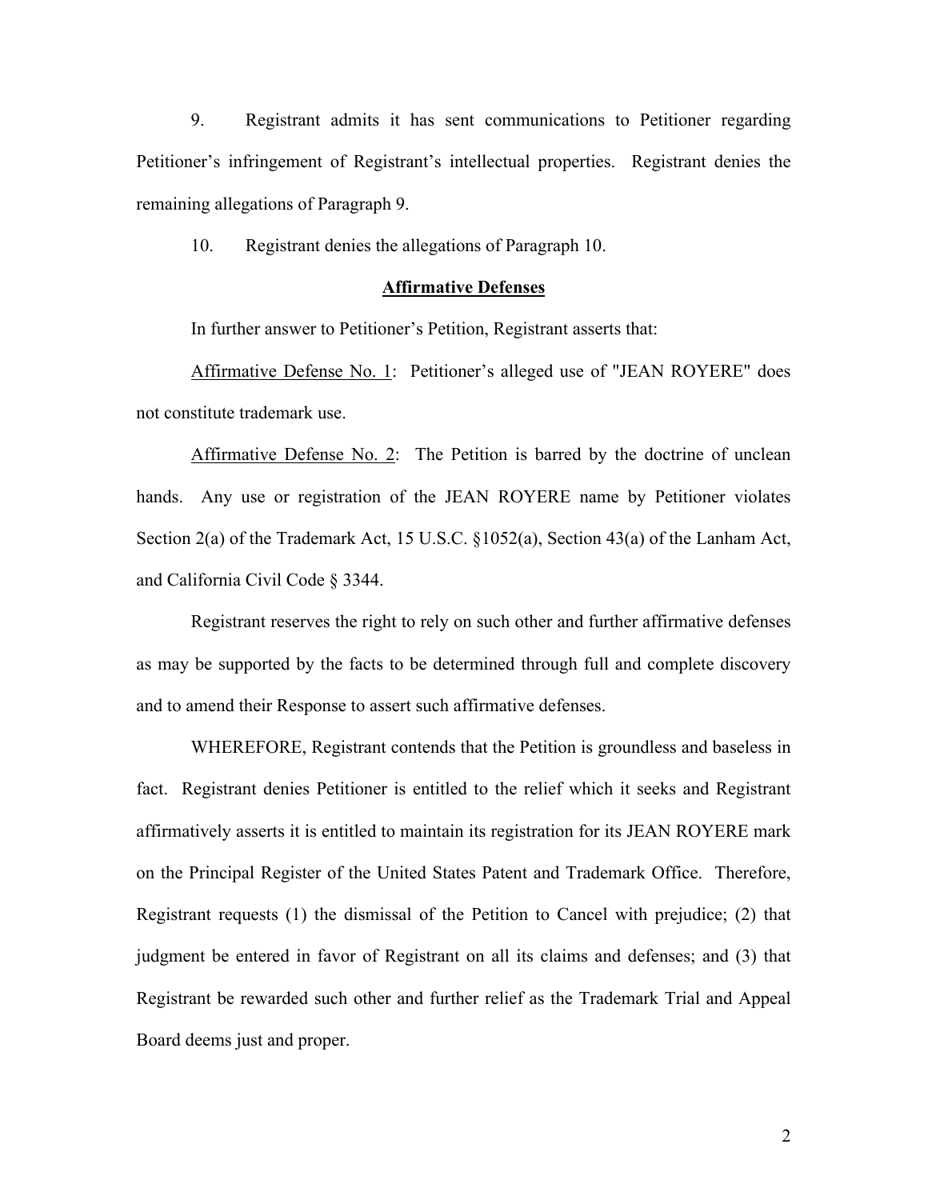9. Registrant admits it has sent communications to Petitioner regarding Petitioner's infringement of Registrant's intellectual properties. Registrant denies the remaining allegations of Paragraph 9.

10. Registrant denies the allegations of Paragraph 10.

**Affirmative Defenses**

In further answer to Petitioner's Petition, Registrant asserts that:

Affirmative Defense No. 1: Petitioner's alleged use of "JEAN ROYERE" does not constitute trademark use.

Affirmative Defense No. 2: The Petition is barred by the doctrine of unclean hands. Any use or registration of the JEAN ROYERE name by Petitioner violates Section 2(a) of the Trademark Act, 15 U.S.C. §1052(a), Section 43(a) of the Lanham Act, and California Civil Code § 3344.

Registrant reserves the right to rely on such other and further affirmative defenses as may be supported by the facts to be determined through full and complete discovery and to amend their Response to assert such affirmative defenses.

WHEREFORE, Registrant contends that the Petition is groundless and baseless in fact. Registrant denies Petitioner is entitled to the relief which it seeks and Registrant affirmatively asserts it is entitled to maintain its registration for its JEAN ROYERE mark on the Principal Register of the United States Patent and Trademark Office. Therefore, Registrant requests (1) the dismissal of the Petition to Cancel with prejudice; (2) that judgment be entered in favor of Registrant on all its claims and defenses; and (3) that Registrant be rewarded such other and further relief as the Trademark Trial and Appeal Board deems just and proper.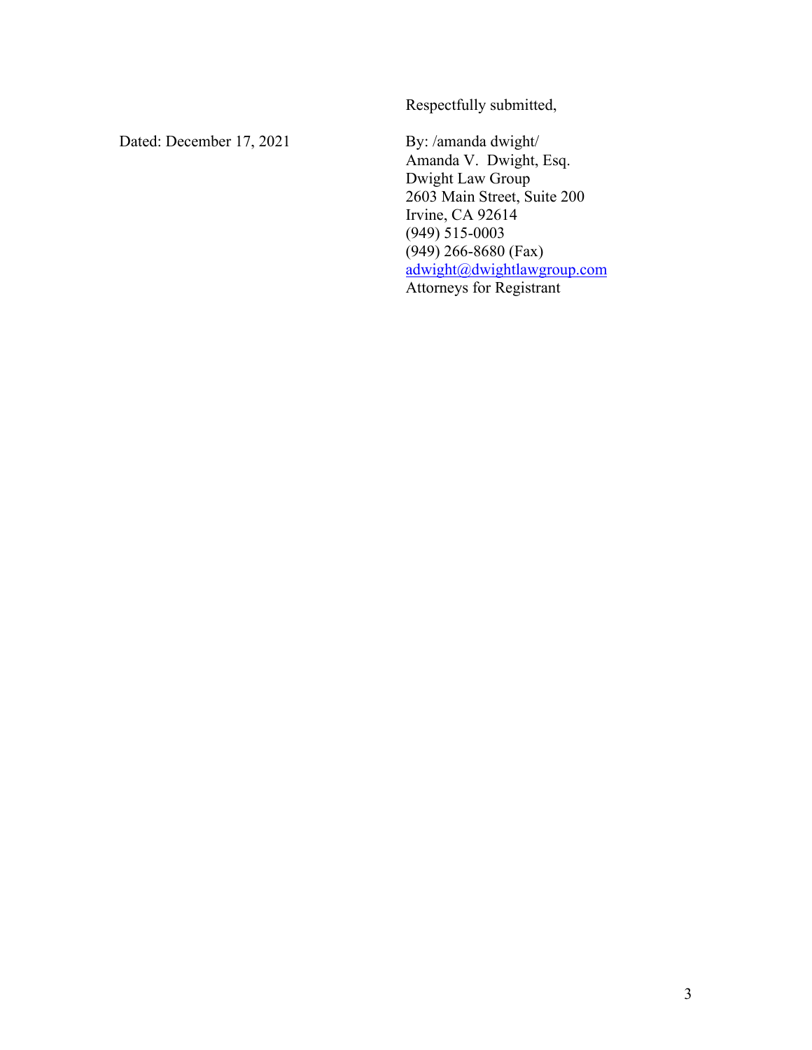Respectfully submitted,

Dated: December 17, 2021

By: /amanda dwight/
Amanda V. Dwight, Esq.
Dwight Law Group
2603 Main Street, Suite 200
Irvine, CA 92614
(949) 515-0003
(949) 266-8680 (Fax)
adwight@dwightlawgroup.com
Attorneys for Registrant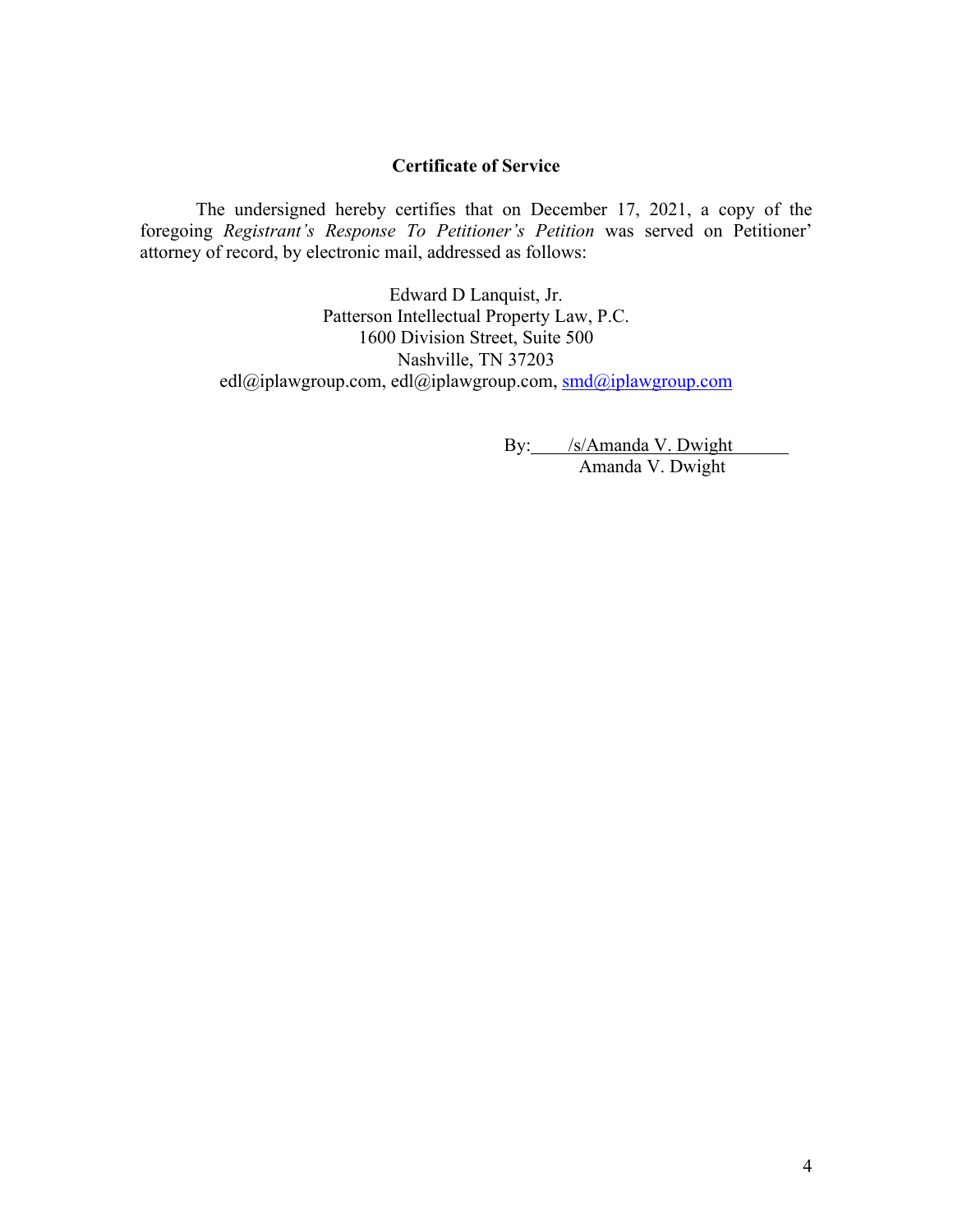**Certificate of Service**

The undersigned hereby certifies that on December 17, 2021, a copy of the foregoing *Registrant's Response To Petitioner's Petition* was served on Petitioner' attorney of record, by electronic mail, addressed as follows:

Edward D Lanquist, Jr.
Patterson Intellectual Property Law, P.C.
1600 Division Street, Suite 500
Nashville, TN 37203
edl@iplawgroup.com, edl@iplawgroup.com, smd@iplawgroup.com

By: /s/Amanda V. Dwight
Amanda V. Dwight